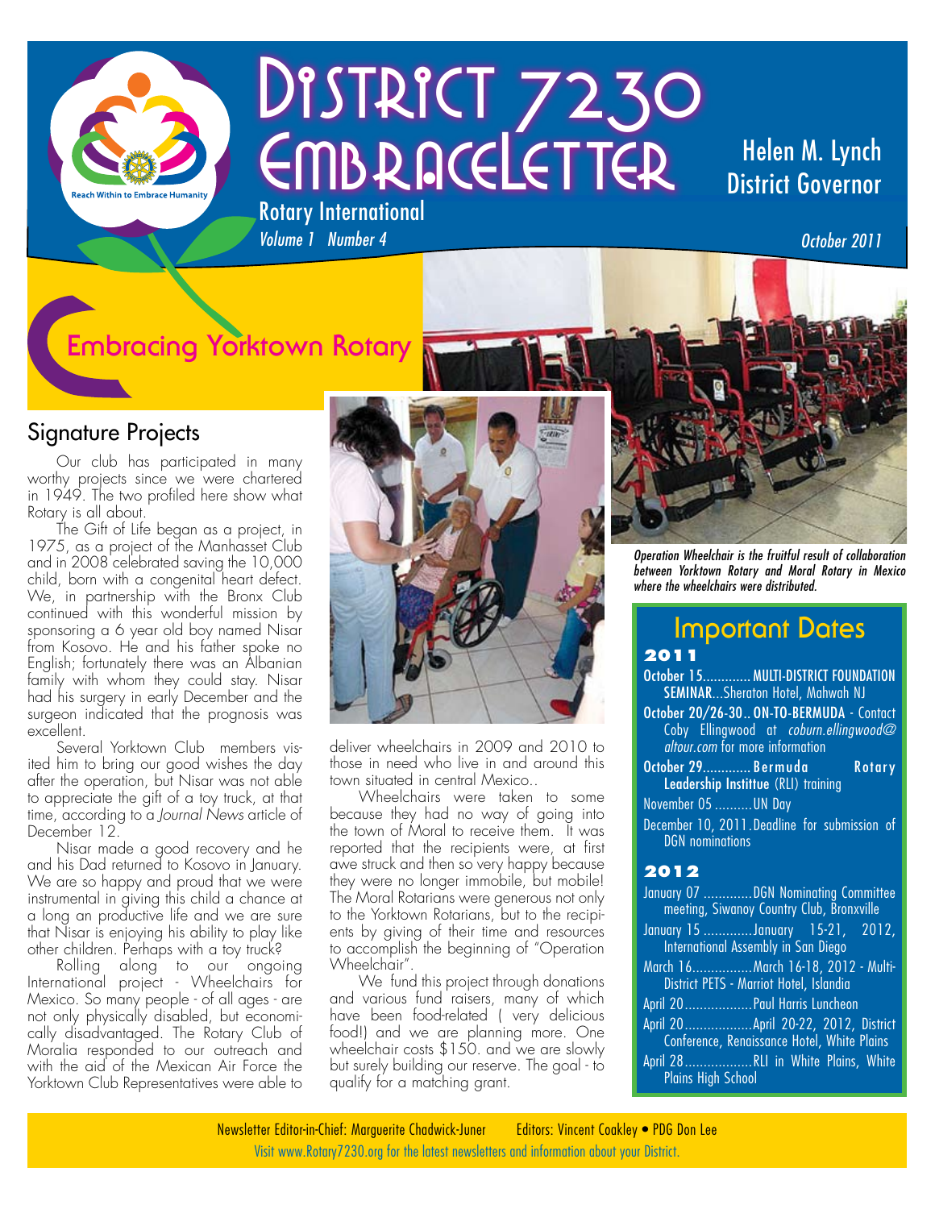# District 7230 EmbraceLetter

Rotary International

*Volume 1 Number 4*

Helen M. Lynch
District Governor

*October 2011*

Reach Within to Embrace Humanity

## Embracing Yorktown Rotary

### Signature Projects

Our club has participated in many worthy projects since we were chartered in 1949. The two profiled here show what Rotary is all about.

The Gift of Life began as a project, in 1975, as a project of the Manhasset Club and in 2008 celebrated saving the 10,000 child, born with a congenital heart defect. We, in partnership with the Bronx Club continued with this wonderful mission by sponsoring a 6 year old boy named Nisar from Kosovo. He and his father spoke no English; fortunately there was an Albanian family with whom they could stay. Nisar had his surgery in early December and the surgeon indicated that the prognosis was excellent.

Several Yorktown Club members visited him to bring our good wishes the day after the operation, but Nisar was not able to appreciate the gift of a toy truck, at that time, according to a *Journal News* article of December 12.

Nisar made a good recovery and he and his Dad returned to Kosovo in January. We are so happy and proud that we were instrumental in giving this child a chance at a long an productive life and we are sure that Nisar is enjoying his ability to play like other children. Perhaps with a toy truck?

Rolling along to our ongoing International project - Wheelchairs for Mexico. So many people - of all ages - are not only physically disabled, but economically disadvantaged. The Rotary Club of Moralia responded to our outreach and with the aid of the Mexican Air Force the Yorktown Club Representatives were able to deliver wheelchairs in 2009 and 2010 to those in need who live in and around this town situated in central Mexico..

Wheelchairs were taken to some because they had no way of going into the town of Moral to receive them. It was reported that the recipients were, at first awe struck and then so very happy because they were no longer immobile, but mobile! The Moral Rotarians were generous not only to the Yorktown Rotarians, but to the recipients by giving of their time and resources to accomplish the beginning of "Operation Wheelchair".

We fund this project through donations and various fund raisers, many of which have been food-related ( very delicious food!) and we are planning more. One wheelchair costs $150. and we are slowly but surely building our reserve. The goal - to qualify for a matching grant.

*Operation Wheelchair is the fruitful result of collaboration between Yorktown Rotary and Moral Rotary in Mexico where the wheelchairs were distributed.*

## Important Dates

**2011**

- **October 15**............. **MULTI-DISTRICT FOUNDATION SEMINAR**...Sheraton Hotel, Mahwah NJ
- **October 20/26-30**.. **ON-TO-BERMUDA** - Contact Coby Ellingwood at *coburn.ellingwood@altour.com* for more information
- **October 29**............. **Bermuda Rotary Leadership Institue** (RLI) training
- November 05 ..........UN Day
- December 10, 2011. Deadline for submission of DGN nominations

**2012**

- January 07 .............DGN Nominating Committee meeting, Siwanoy Country Club, Bronxville
- January 15 .............January 15-21, 2012, International Assembly in San Diego
- March 16................March 16-18, 2012 - Multi-District PETS - Marriot Hotel, Islandia
- April 20..................Paul Harris Luncheon
- April 20..................April 20-22, 2012, District Conference, Renaissance Hotel, White Plains
- April 28..................RLI in White Plains, White Plains High School

Newsletter Editor-in-Chief: Marguerite Chadwick-Juner    Editors: Vincent Coakley • PDG Don Lee

Visit www.Rotary7230.org for the latest newsletters and information about your District.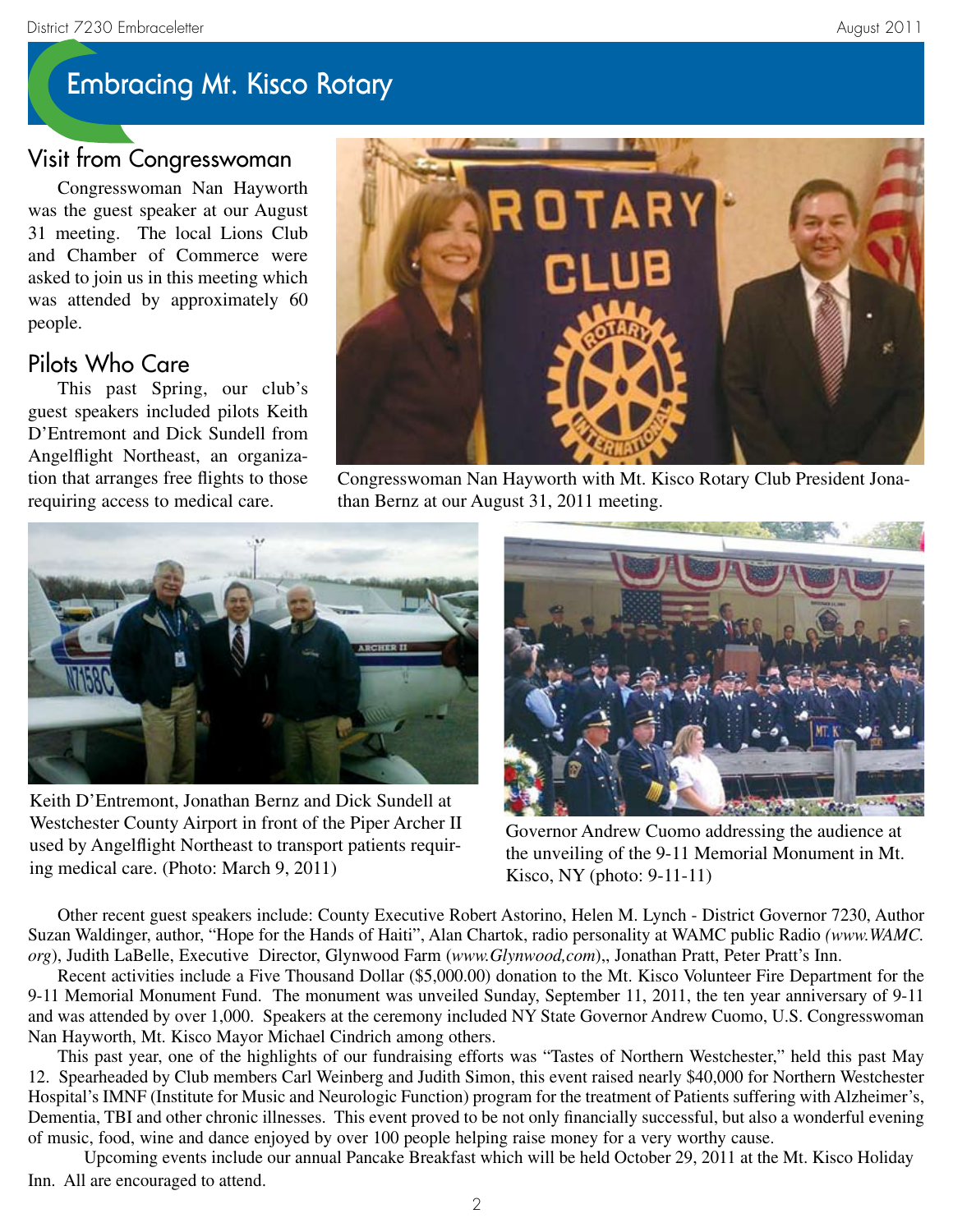# Embracing Mt. Kisco Rotary

## Visit from Congresswoman

Congresswoman Nan Hayworth was the guest speaker at our August 31 meeting. The local Lions Club and Chamber of Commerce were asked to join us in this meeting which was attended by approximately 60 people.

## Pilots Who Care

This past Spring, our club's guest speakers included pilots Keith D'Entremont and Dick Sundell from Angelflight Northeast, an organization that arranges free flights to those requiring access to medical care.

Congresswoman Nan Hayworth with Mt. Kisco Rotary Club President Jonathan Bernz at our August 31, 2011 meeting.

Keith D'Entremont, Jonathan Bernz and Dick Sundell at Westchester County Airport in front of the Piper Archer II used by Angelflight Northeast to transport patients requiring medical care. (Photo: March 9, 2011)

Governor Andrew Cuomo addressing the audience at the unveiling of the 9-11 Memorial Monument in Mt. Kisco, NY (photo: 9-11-11)

Other recent guest speakers include: County Executive Robert Astorino, Helen M. Lynch - District Governor 7230, Author Suzan Waldinger, author, "Hope for the Hands of Haiti", Alan Chartok, radio personality at WAMC public Radio *(www.WAMC.org)*, Judith LaBelle, Executive Director, Glynwood Farm (*www.Glynwood,com*),, Jonathan Pratt, Peter Pratt's Inn.

Recent activities include a Five Thousand Dollar ($5,000.00) donation to the Mt. Kisco Volunteer Fire Department for the 9-11 Memorial Monument Fund. The monument was unveiled Sunday, September 11, 2011, the ten year anniversary of 9-11 and was attended by over 1,000. Speakers at the ceremony included NY State Governor Andrew Cuomo, U.S. Congresswoman Nan Hayworth, Mt. Kisco Mayor Michael Cindrich among others.

This past year, one of the highlights of our fundraising efforts was "Tastes of Northern Westchester," held this past May 12. Spearheaded by Club members Carl Weinberg and Judith Simon, this event raised nearly $40,000 for Northern Westchester Hospital's IMNF (Institute for Music and Neurologic Function) program for the treatment of Patients suffering with Alzheimer's, Dementia, TBI and other chronic illnesses. This event proved to be not only financially successful, but also a wonderful evening of music, food, wine and dance enjoyed by over 100 people helping raise money for a very worthy cause.

Upcoming events include our annual Pancake Breakfast which will be held October 29, 2011 at the Mt. Kisco Holiday Inn. All are encouraged to attend.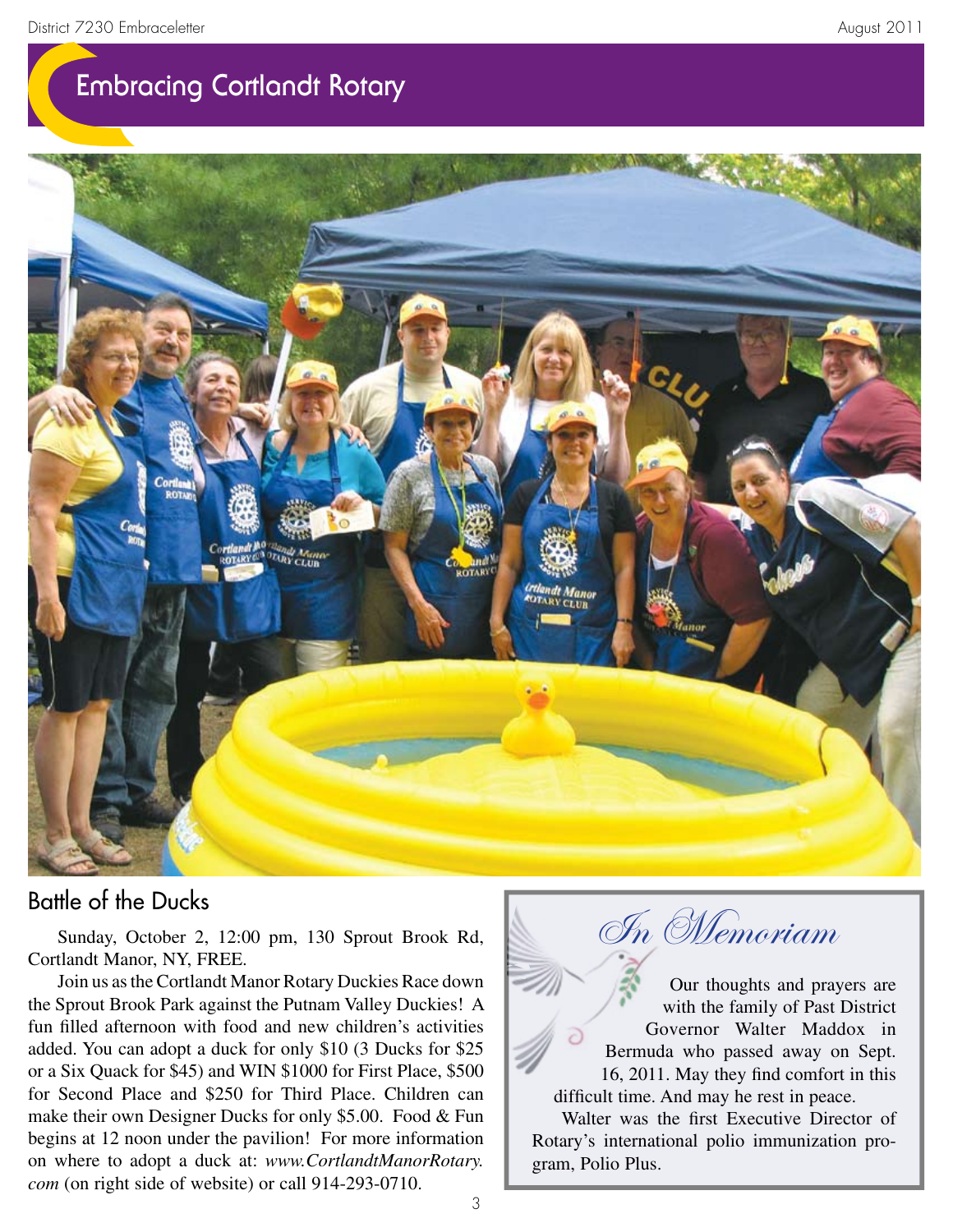# Embracing Cortlandt Rotary

## Battle of the Ducks

Sunday, October 2, 12:00 pm, 130 Sprout Brook Rd, Cortlandt Manor, NY, FREE.

Join us as the Cortlandt Manor Rotary Duckies Race down the Sprout Brook Park against the Putnam Valley Duckies! A fun filled afternoon with food and new children's activities added. You can adopt a duck for only $10 (3 Ducks for $25 or a Six Quack for $45) and WIN $1000 for First Place, $500 for Second Place and $250 for Third Place. Children can make their own Designer Ducks for only $5.00. Food & Fun begins at 12 noon under the pavilion! For more information on where to adopt a duck at: *www.CortlandtManorRotary.com* (on right side of website) or call 914-293-0710.

## *In Memoriam*

Our thoughts and prayers are with the family of Past District Governor Walter Maddox in Bermuda who passed away on Sept. 16, 2011. May they find comfort in this difficult time. And may he rest in peace.

Walter was the first Executive Director of Rotary's international polio immunization program, Polio Plus.